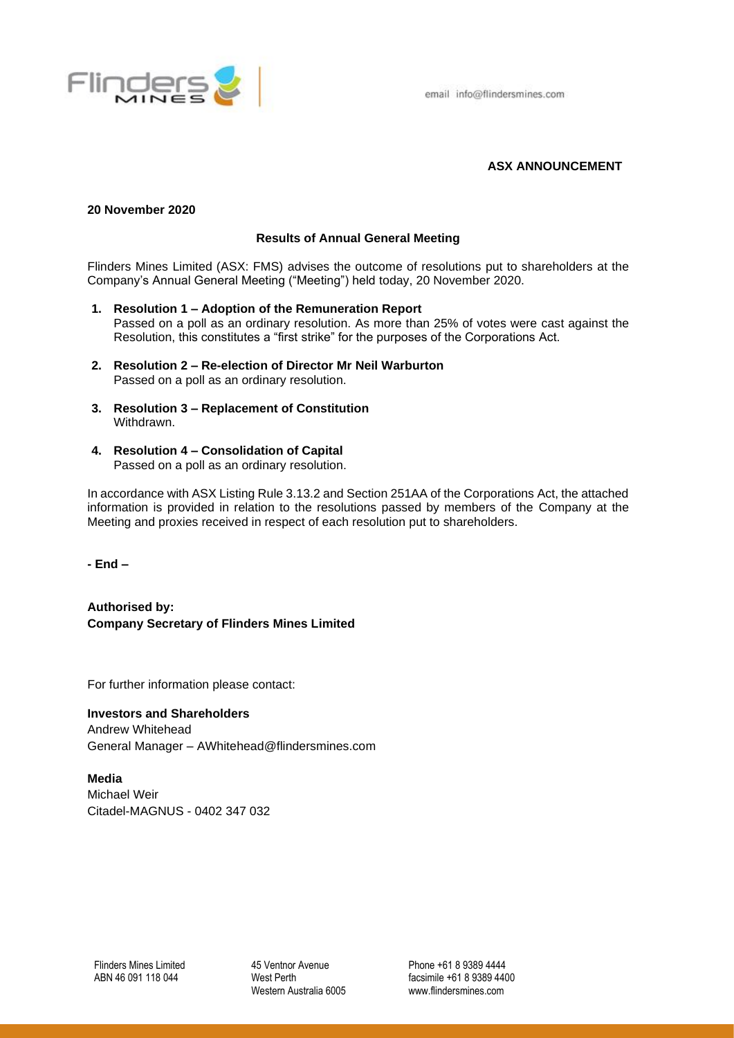email info@flindersmines.com

**ASX ANNOUNCEMENT**

**20 November 2020**

## Results of Annual General Meeting

Flinders Mines Limited (ASX: FMS) advises the outcome of resolutions put to shareholders at the Company's Annual General Meeting ("Meeting") held today, 20 November 2020.

1. **Resolution 1 – Adoption of the Remuneration Report**
   Passed on a poll as an ordinary resolution. As more than 25% of votes were cast against the Resolution, this constitutes a "first strike" for the purposes of the Corporations Act.

2. **Resolution 2 – Re-election of Director Mr Neil Warburton**
   Passed on a poll as an ordinary resolution.

3. **Resolution 3 – Replacement of Constitution**
   Withdrawn.

4. **Resolution 4 – Consolidation of Capital**
   Passed on a poll as an ordinary resolution.

In accordance with ASX Listing Rule 3.13.2 and Section 251AA of the Corporations Act, the attached information is provided in relation to the resolutions passed by members of the Company at the Meeting and proxies received in respect of each resolution put to shareholders.

**- End –**

**Authorised by:**
**Company Secretary of Flinders Mines Limited**

For further information please contact:

**Investors and Shareholders**
Andrew Whitehead
General Manager – AWhitehead@flindersmines.com

**Media**
Michael Weir
Citadel-MAGNUS - 0402 347 032

Flinders Mines Limited
ABN 46 091 118 044

45 Ventnor Avenue
West Perth
Western Australia 6005

Phone +61 8 9389 4444
facsimile +61 8 9389 4400
www.flindersmines.com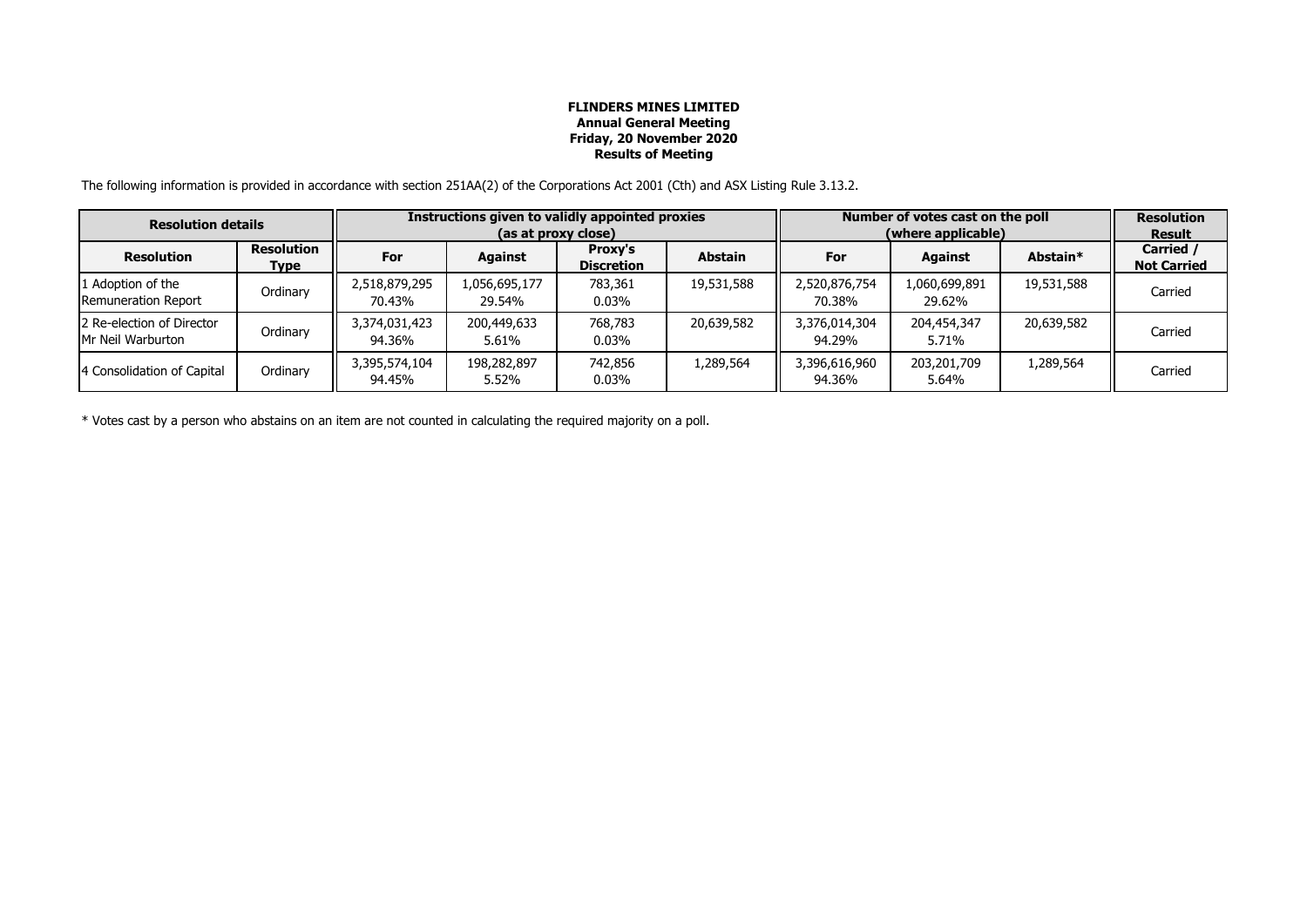**FLINDERS MINES LIMITED**
**Annual General Meeting**
**Friday, 20 November 2020**
**Results of Meeting**

The following information is provided in accordance with section 251AA(2) of the Corporations Act 2001 (Cth) and ASX Listing Rule 3.13.2.

| Resolution details | | Instructions given to validly appointed proxies (as at proxy close) | | | | Number of votes cast on the poll (where applicable) | | | Resolution Result |
|---|---|---|---|---|---|---|---|---|---|
| **Resolution** | **Resolution Type** | **For** | **Against** | **Proxy's Discretion** | **Abstain** | **For** | **Against** | **Abstain*** | **Carried / Not Carried** |
| 1 Adoption of the Remuneration Report | Ordinary | 2,518,879,295 70.43% | 1,056,695,177 29.54% | 783,361 0.03% | 19,531,588 | 2,520,876,754 70.38% | 1,060,699,891 29.62% | 19,531,588 | Carried |
| 2 Re-election of Director Mr Neil Warburton | Ordinary | 3,374,031,423 94.36% | 200,449,633 5.61% | 768,783 0.03% | 20,639,582 | 3,376,014,304 94.29% | 204,454,347 5.71% | 20,639,582 | Carried |
| 4 Consolidation of Capital | Ordinary | 3,395,574,104 94.45% | 198,282,897 5.52% | 742,856 0.03% | 1,289,564 | 3,396,616,960 94.36% | 203,201,709 5.64% | 1,289,564 | Carried |

* Votes cast by a person who abstains on an item are not counted in calculating the required majority on a poll.